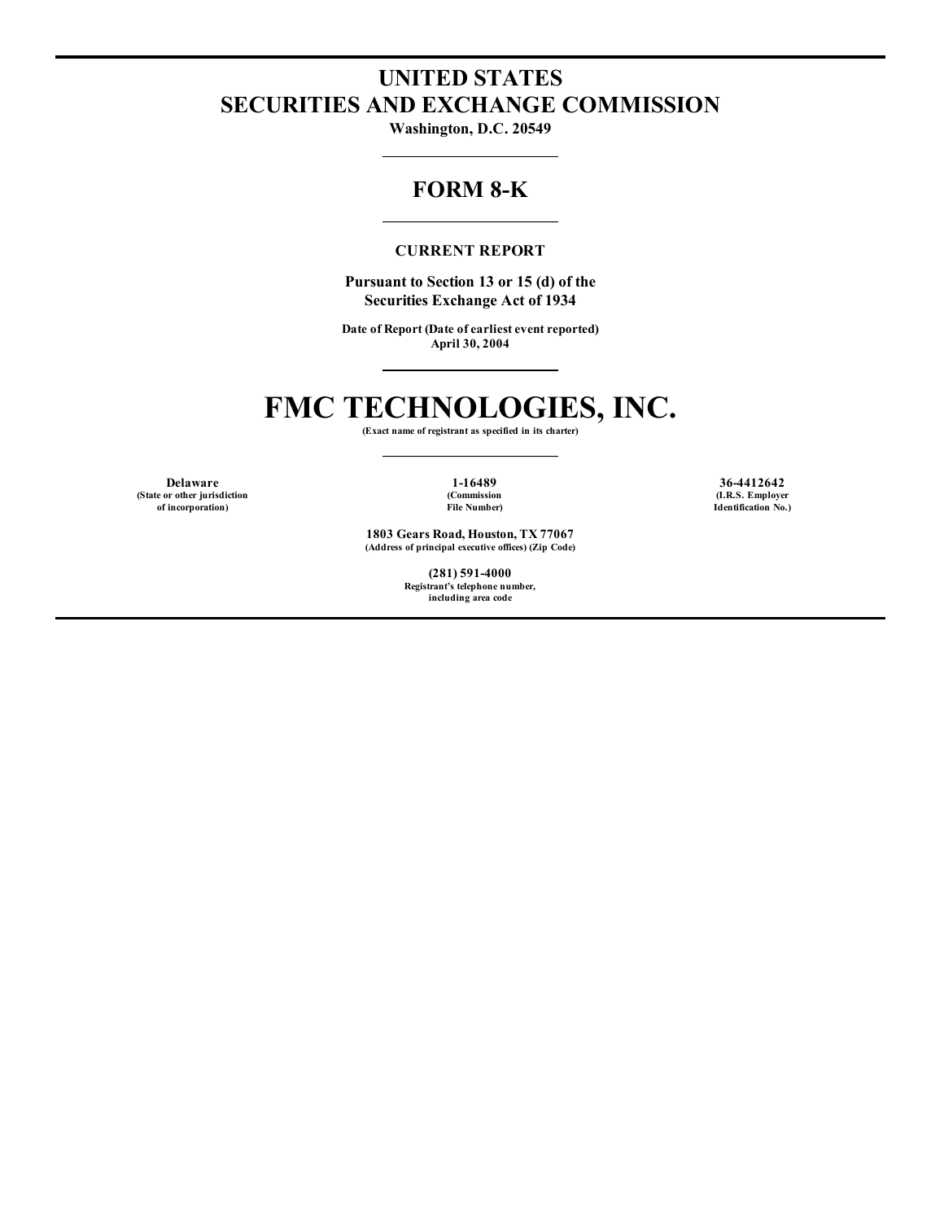# UNITED STATES
# SECURITIES AND EXCHANGE COMMISSION

**Washington, D.C. 20549**

---

## FORM 8-K

---

**CURRENT REPORT**

**Pursuant to Section 13 or 15 (d) of the Securities Exchange Act of 1934**

**Date of Report (Date of earliest event reported)**
**April 30, 2004**

---

# FMC TECHNOLOGIES, INC.

**(Exact name of registrant as specified in its charter)**

---

| **Delaware** | **1-16489** | **36-4412642** |
|---|---|---|
| (State or other jurisdiction of incorporation) | (Commission File Number) | (I.R.S. Employer Identification No.) |

**1803 Gears Road, Houston, TX 77067**
(Address of principal executive offices) (Zip Code)

**(281) 591-4000**
Registrant's telephone number, including area code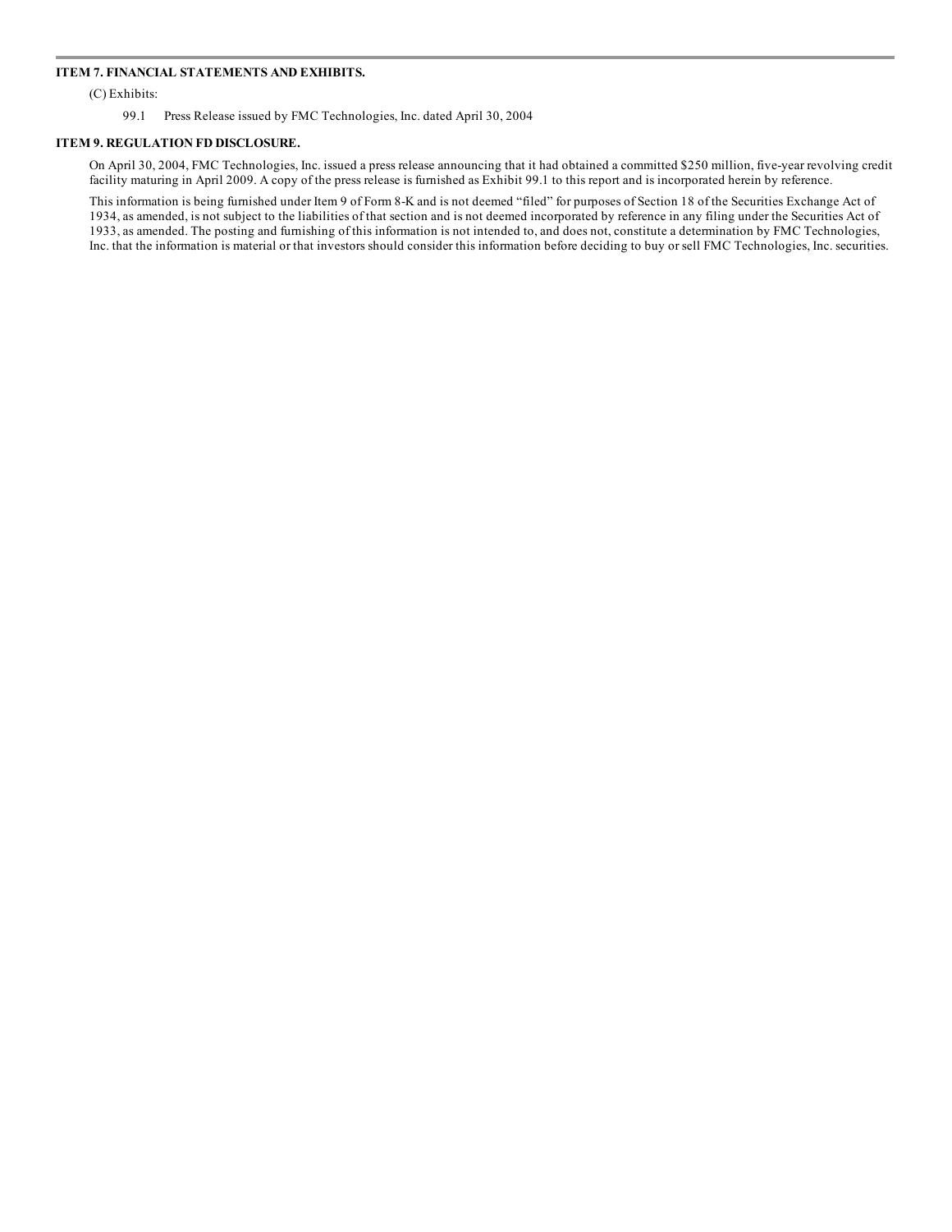### ITEM 7. FINANCIAL STATEMENTS AND EXHIBITS.

(C) Exhibits:

99.1 Press Release issued by FMC Technologies, Inc. dated April 30, 2004

### ITEM 9. REGULATION FD DISCLOSURE.

On April 30, 2004, FMC Technologies, Inc. issued a press release announcing that it had obtained a committed $250 million, five-year revolving credit facility maturing in April 2009. A copy of the press release is furnished as Exhibit 99.1 to this report and is incorporated herein by reference.

This information is being furnished under Item 9 of Form 8-K and is not deemed "filed" for purposes of Section 18 of the Securities Exchange Act of 1934, as amended, is not subject to the liabilities of that section and is not deemed incorporated by reference in any filing under the Securities Act of 1933, as amended. The posting and furnishing of this information is not intended to, and does not, constitute a determination by FMC Technologies, Inc. that the information is material or that investors should consider this information before deciding to buy or sell FMC Technologies, Inc. securities.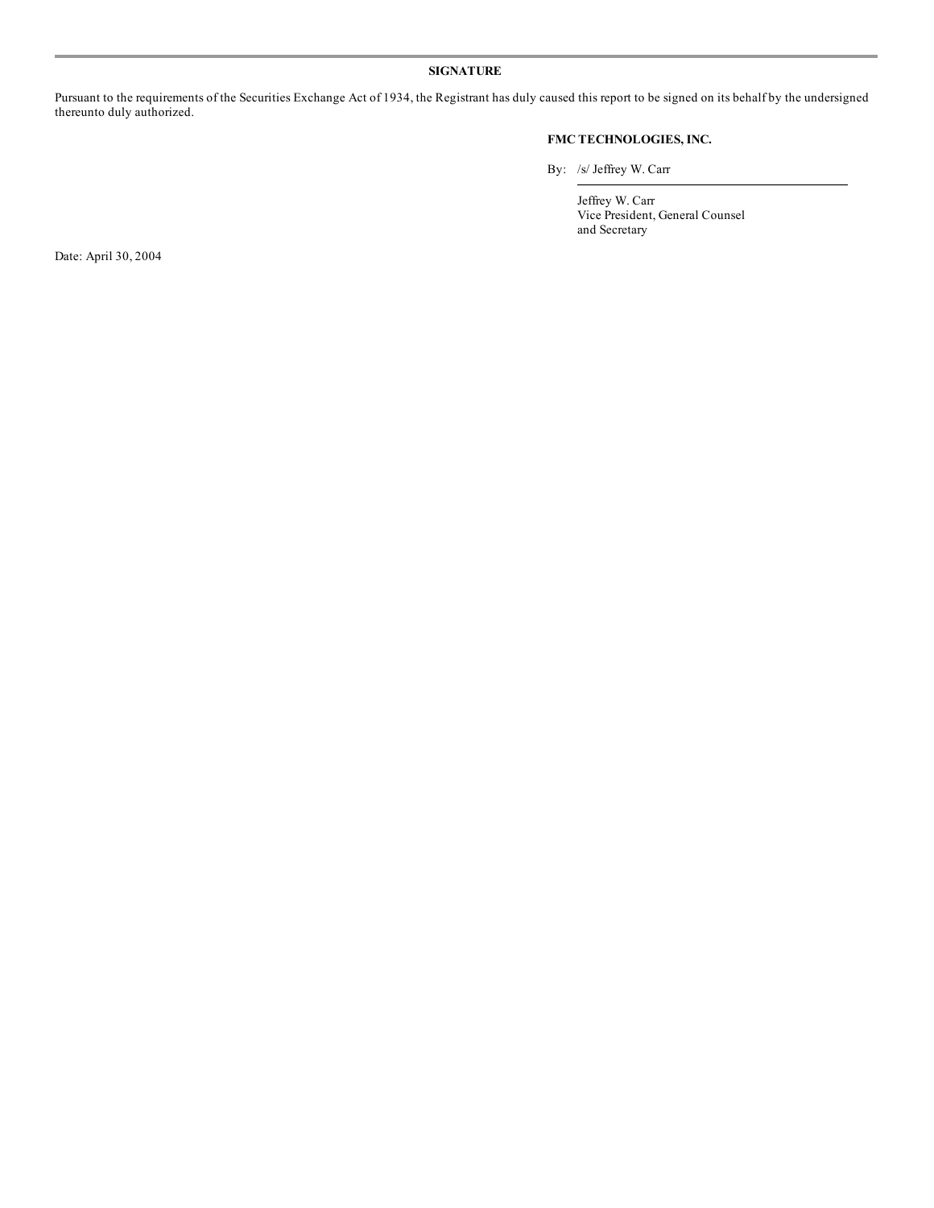**SIGNATURE**

Pursuant to the requirements of the Securities Exchange Act of 1934, the Registrant has duly caused this report to be signed on its behalf by the undersigned thereunto duly authorized.

**FMC TECHNOLOGIES, INC.**

By: /s/ Jeffrey W. Carr

Jeffrey W. Carr
Vice President, General Counsel
and Secretary

Date: April 30, 2004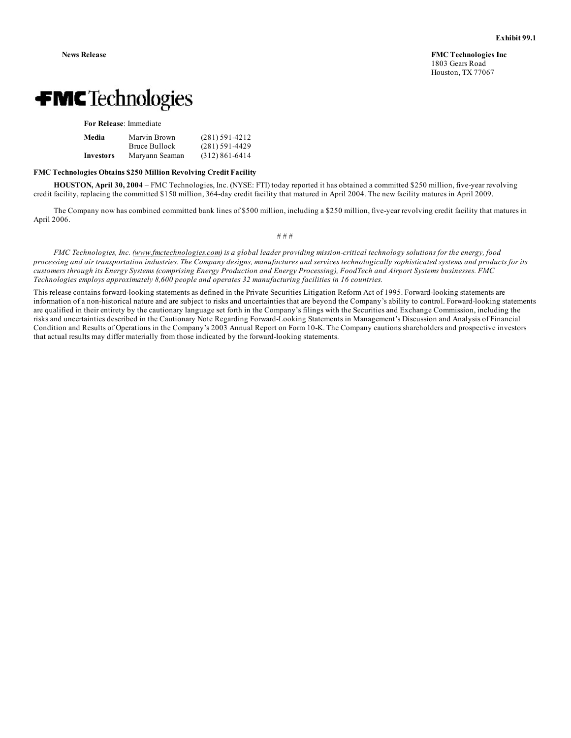Exhibit 99.1

**News Release**

**FMC Technologies Inc**
1803 Gears Road
Houston, TX 77067

**FMC Technologies**

**For Release**: Immediate

| | | |
|---|---|---|
| **Media** | Marvin Brown | (281) 591-4212 |
| | Bruce Bullock | (281) 591-4429 |
| **Investors** | Maryann Seaman | (312) 861-6414 |

**FMC Technologies Obtains $250 Million Revolving Credit Facility**

**HOUSTON, April 30, 2004** – FMC Technologies, Inc. (NYSE: FTI) today reported it has obtained a committed $250 million, five-year revolving credit facility, replacing the committed $150 million, 364-day credit facility that matured in April 2004. The new facility matures in April 2009.

The Company now has combined committed bank lines of $500 million, including a $250 million, five-year revolving credit facility that matures in April 2006.

# # #

*FMC Technologies, Inc. (www.fmctechnologies.com) is a global leader providing mission-critical technology solutions for the energy, food processing and air transportation industries. The Company designs, manufactures and services technologically sophisticated systems and products for its customers through its Energy Systems (comprising Energy Production and Energy Processing), FoodTech and Airport Systems businesses. FMC Technologies employs approximately 8,600 people and operates 32 manufacturing facilities in 16 countries.*

This release contains forward-looking statements as defined in the Private Securities Litigation Reform Act of 1995. Forward-looking statements are information of a non-historical nature and are subject to risks and uncertainties that are beyond the Company's ability to control. Forward-looking statements are qualified in their entirety by the cautionary language set forth in the Company's filings with the Securities and Exchange Commission, including the risks and uncertainties described in the Cautionary Note Regarding Forward-Looking Statements in Management's Discussion and Analysis of Financial Condition and Results of Operations in the Company's 2003 Annual Report on Form 10-K. The Company cautions shareholders and prospective investors that actual results may differ materially from those indicated by the forward-looking statements.